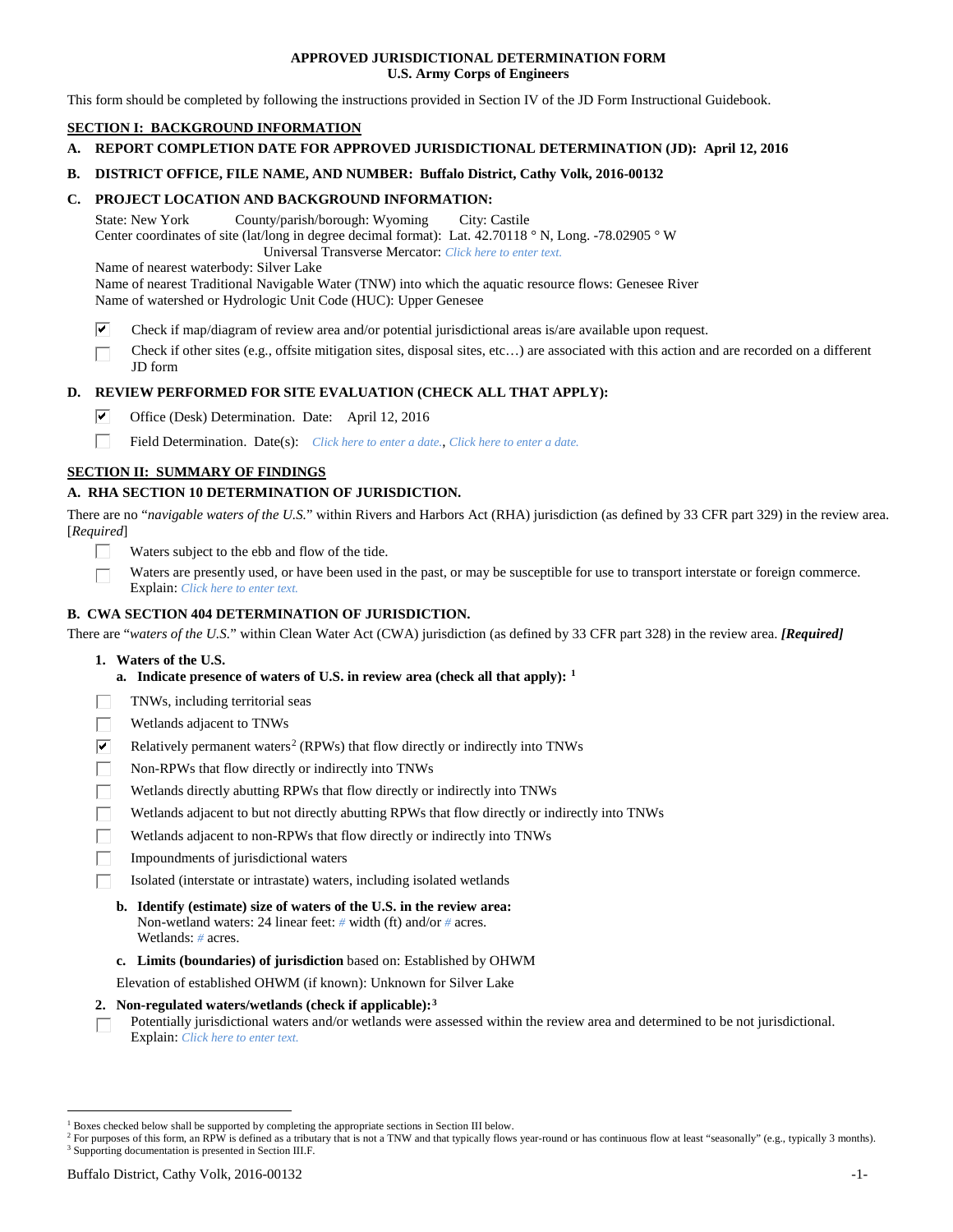# APPROVED JURISDICTIONAL DETERMINATION FORM
## U.S. Army Corps of Engineers

This form should be completed by following the instructions provided in Section IV of the JD Form Instructional Guidebook.

## SECTION I: BACKGROUND INFORMATION

**A. REPORT COMPLETION DATE FOR APPROVED JURISDICTIONAL DETERMINATION (JD): April 12, 2016**

**B. DISTRICT OFFICE, FILE NAME, AND NUMBER: Buffalo District, Cathy Volk, 2016-00132**

**C. PROJECT LOCATION AND BACKGROUND INFORMATION:**

State: New York    County/parish/borough: Wyoming    City: Castile
Center coordinates of site (lat/long in degree decimal format): Lat. 42.70118 ° N, Long. -78.02905 ° W
Universal Transverse Mercator: *Click here to enter text.*
Name of nearest waterbody: Silver Lake
Name of nearest Traditional Navigable Water (TNW) into which the aquatic resource flows: Genesee River
Name of watershed or Hydrologic Unit Code (HUC): Upper Genesee

- [x] Check if map/diagram of review area and/or potential jurisdictional areas is/are available upon request.
- [ ] Check if other sites (e.g., offsite mitigation sites, disposal sites, etc…) are associated with this action and are recorded on a different JD form

**D. REVIEW PERFORMED FOR SITE EVALUATION (CHECK ALL THAT APPLY):**

- [x] Office (Desk) Determination. Date: April 12, 2016
- [ ] Field Determination. Date(s): *Click here to enter a date.*, *Click here to enter a date.*

## SECTION II: SUMMARY OF FINDINGS

**A. RHA SECTION 10 DETERMINATION OF JURISDICTION.**

There are no "*navigable waters of the U.S.*" within Rivers and Harbors Act (RHA) jurisdiction (as defined by 33 CFR part 329) in the review area. [*Required*]

- [ ] Waters subject to the ebb and flow of the tide.
- [ ] Waters are presently used, or have been used in the past, or may be susceptible for use to transport interstate or foreign commerce. Explain: *Click here to enter text.*

**B. CWA SECTION 404 DETERMINATION OF JURISDICTION.**

There are "*waters of the U.S.*" within Clean Water Act (CWA) jurisdiction (as defined by 33 CFR part 328) in the review area. ***[Required]***

**1. Waters of the U.S.**

**a. Indicate presence of waters of U.S. in review area (check all that apply):** [1]

- [ ] TNWs, including territorial seas
- [ ] Wetlands adjacent to TNWs
- [x] Relatively permanent waters[2] (RPWs) that flow directly or indirectly into TNWs
- [ ] Non-RPWs that flow directly or indirectly into TNWs
- [ ] Wetlands directly abutting RPWs that flow directly or indirectly into TNWs
- [ ] Wetlands adjacent to but not directly abutting RPWs that flow directly or indirectly into TNWs
- [ ] Wetlands adjacent to non-RPWs that flow directly or indirectly into TNWs
- [ ] Impoundments of jurisdictional waters
- [ ] Isolated (interstate or intrastate) waters, including isolated wetlands

**b. Identify (estimate) size of waters of the U.S. in the review area:**
Non-wetland waters: 24 linear feet: # width (ft) and/or # acres.
Wetlands: # acres.

**c. Limits (boundaries) of jurisdiction** based on: Established by OHWM

Elevation of established OHWM (if known): Unknown for Silver Lake

**2. Non-regulated waters/wetlands (check if applicable):**[3]

- [ ] Potentially jurisdictional waters and/or wetlands were assessed within the review area and determined to be not jurisdictional. Explain: *Click here to enter text.*

---

[1] Boxes checked below shall be supported by completing the appropriate sections in Section III below.
[2] For purposes of this form, an RPW is defined as a tributary that is not a TNW and that typically flows year-round or has continuous flow at least "seasonally" (e.g., typically 3 months).
[3] Supporting documentation is presented in Section III.F.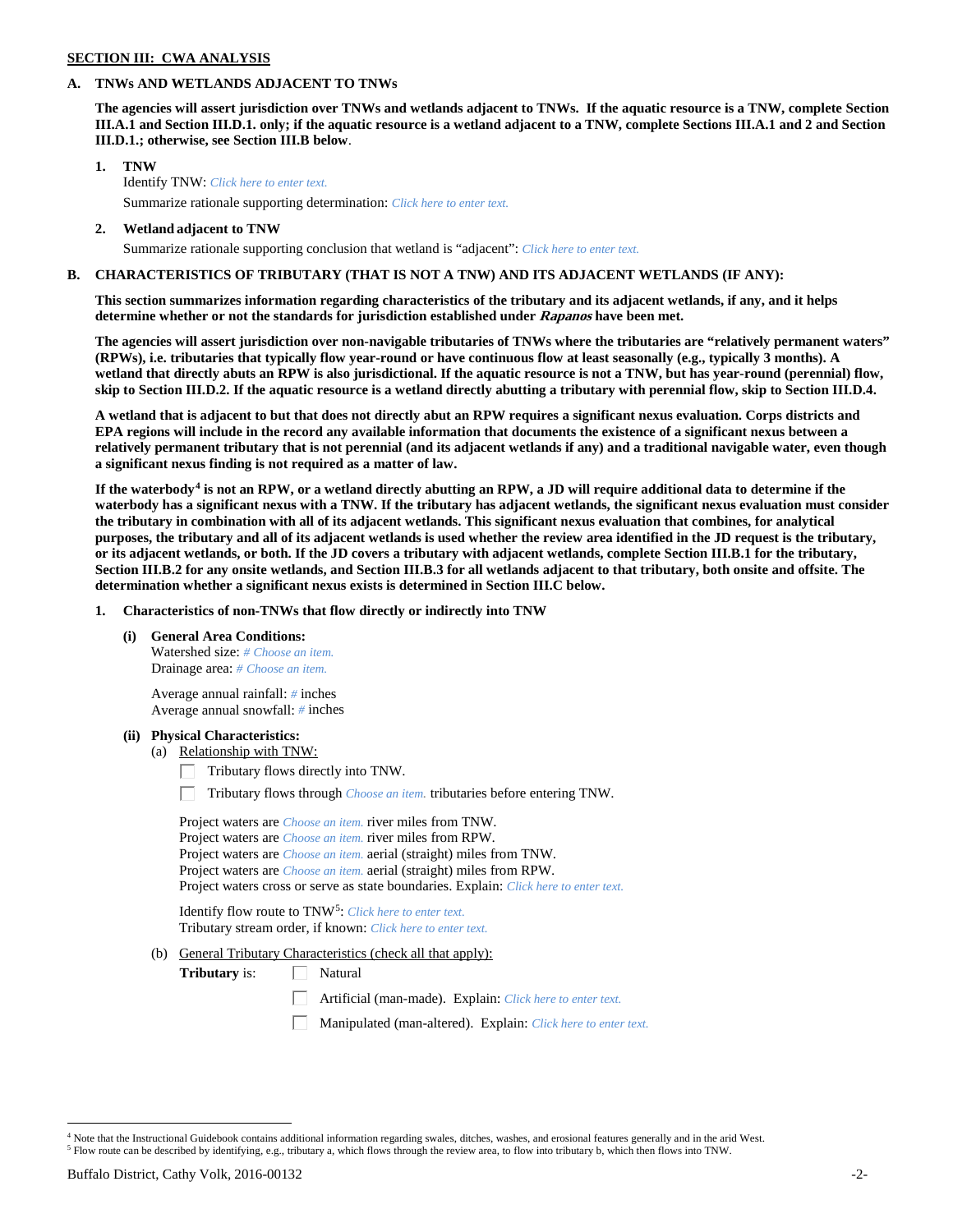**SECTION III: CWA ANALYSIS**

**A. TNWs AND WETLANDS ADJACENT TO TNWs**

**The agencies will assert jurisdiction over TNWs and wetlands adjacent to TNWs. If the aquatic resource is a TNW, complete Section III.A.1 and Section III.D.1. only; if the aquatic resource is a wetland adjacent to a TNW, complete Sections III.A.1 and 2 and Section III.D.1.; otherwise, see Section III.B below.**

**1. TNW**

Identify TNW: *Click here to enter text.*

Summarize rationale supporting determination: *Click here to enter text.*

**2. Wetland adjacent to TNW**

Summarize rationale supporting conclusion that wetland is "adjacent": *Click here to enter text.*

**B. CHARACTERISTICS OF TRIBUTARY (THAT IS NOT A TNW) AND ITS ADJACENT WETLANDS (IF ANY):**

**This section summarizes information regarding characteristics of the tributary and its adjacent wetlands, if any, and it helps determine whether or not the standards for jurisdiction established under *Rapanos* have been met.**

**The agencies will assert jurisdiction over non-navigable tributaries of TNWs where the tributaries are "relatively permanent waters" (RPWs), i.e. tributaries that typically flow year-round or have continuous flow at least seasonally (e.g., typically 3 months). A wetland that directly abuts an RPW is also jurisdictional. If the aquatic resource is not a TNW, but has year-round (perennial) flow, skip to Section III.D.2. If the aquatic resource is a wetland directly abutting a tributary with perennial flow, skip to Section III.D.4.**

**A wetland that is adjacent to but that does not directly abut an RPW requires a significant nexus evaluation. Corps districts and EPA regions will include in the record any available information that documents the existence of a significant nexus between a relatively permanent tributary that is not perennial (and its adjacent wetlands if any) and a traditional navigable water, even though a significant nexus finding is not required as a matter of law.**

**If the waterbody[4] is not an RPW, or a wetland directly abutting an RPW, a JD will require additional data to determine if the waterbody has a significant nexus with a TNW. If the tributary has adjacent wetlands, the significant nexus evaluation must consider the tributary in combination with all of its adjacent wetlands. This significant nexus evaluation that combines, for analytical purposes, the tributary and all of its adjacent wetlands is used whether the review area identified in the JD request is the tributary, or its adjacent wetlands, or both. If the JD covers a tributary with adjacent wetlands, complete Section III.B.1 for the tributary, Section III.B.2 for any onsite wetlands, and Section III.B.3 for all wetlands adjacent to that tributary, both onsite and offsite. The determination whether a significant nexus exists is determined in Section III.C below.**

**1. Characteristics of non-TNWs that flow directly or indirectly into TNW**

**(i) General Area Conditions:**

Watershed size: *# Choose an item.*
Drainage area: *# Choose an item.*

Average annual rainfall: *#* inches
Average annual snowfall: *#* inches

**(ii) Physical Characteristics:**

(a) Relationship with TNW:

☐ Tributary flows directly into TNW.

☐ Tributary flows through *Choose an item.* tributaries before entering TNW.

Project waters are *Choose an item.* river miles from TNW.
Project waters are *Choose an item.* river miles from RPW.
Project waters are *Choose an item.* aerial (straight) miles from TNW.
Project waters are *Choose an item.* aerial (straight) miles from RPW.
Project waters cross or serve as state boundaries. Explain: *Click here to enter text.*

Identify flow route to TNW[5]: *Click here to enter text.*
Tributary stream order, if known: *Click here to enter text.*

(b) General Tributary Characteristics (check all that apply):

**Tributary** is: ☐ Natural

☐ Artificial (man-made). Explain: *Click here to enter text.*

☐ Manipulated (man-altered). Explain: *Click here to enter text.*

---

[4] Note that the Instructional Guidebook contains additional information regarding swales, ditches, washes, and erosional features generally and in the arid West.

[5] Flow route can be described by identifying, e.g., tributary a, which flows through the review area, to flow into tributary b, which then flows into TNW.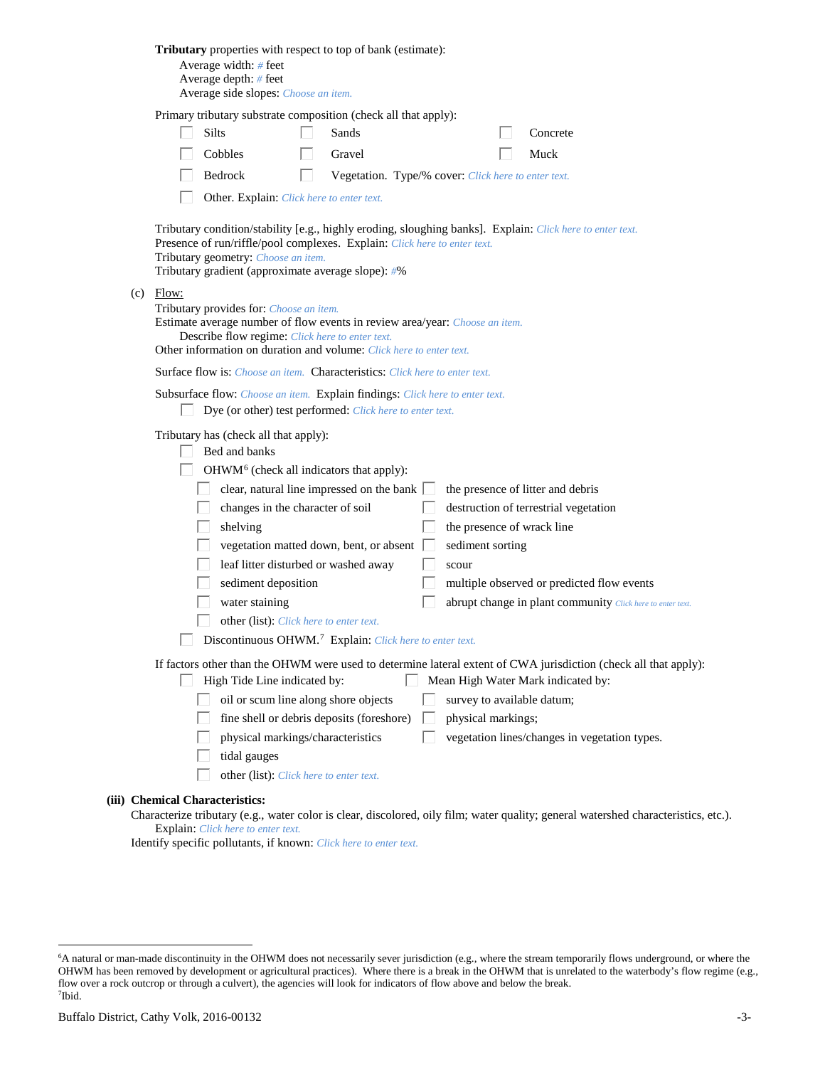**Tributary** properties with respect to top of bank (estimate):

Average width: # feet
Average depth: # feet
Average side slopes: *Choose an item.*

Primary tributary substrate composition (check all that apply):

- ☐ Silts
- ☐ Sands
- ☐ Concrete
- ☐ Cobbles
- ☐ Gravel
- ☐ Muck
- ☐ Bedrock
- ☐ Vegetation. Type/% cover: *Click here to enter text.*
- ☐ Other. Explain: *Click here to enter text.*

Tributary condition/stability [e.g., highly eroding, sloughing banks]. Explain: *Click here to enter text.*
Presence of run/riffle/pool complexes. Explain: *Click here to enter text.*
Tributary geometry: *Choose an item.*
Tributary gradient (approximate average slope): #%

(c) Flow:

Tributary provides for: *Choose an item.*
Estimate average number of flow events in review area/year: *Choose an item.*
Describe flow regime: *Click here to enter text.*
Other information on duration and volume: *Click here to enter text.*

Surface flow is: *Choose an item.* Characteristics: *Click here to enter text.*

Subsurface flow: *Choose an item.* Explain findings: *Click here to enter text.*
- ☐ Dye (or other) test performed: *Click here to enter text.*

Tributary has (check all that apply):

- ☐ Bed and banks
- ☐ OHWM[6] (check all indicators that apply):
  - ☐ clear, natural line impressed on the bank
  - ☐ the presence of litter and debris
  - ☐ changes in the character of soil
  - ☐ destruction of terrestrial vegetation
  - ☐ shelving
  - ☐ the presence of wrack line
  - ☐ vegetation matted down, bent, or absent
  - ☐ sediment sorting
  - ☐ leaf litter disturbed or washed away
  - ☐ scour
  - ☐ sediment deposition
  - ☐ multiple observed or predicted flow events
  - ☐ water staining
  - ☐ abrupt change in plant community *Click here to enter text.*
  - ☐ other (list): *Click here to enter text.*
- ☐ Discontinuous OHWM.[7] Explain: *Click here to enter text.*

If factors other than the OHWM were used to determine lateral extent of CWA jurisdiction (check all that apply):

- ☐ High Tide Line indicated by:
  - ☐ oil or scum line along shore objects
  - ☐ fine shell or debris deposits (foreshore)
  - ☐ physical markings/characteristics
  - ☐ tidal gauges
  - ☐ other (list): *Click here to enter text.*
- ☐ Mean High Water Mark indicated by:
  - ☐ survey to available datum;
  - ☐ physical markings;
  - ☐ vegetation lines/changes in vegetation types.

**(iii) Chemical Characteristics:**

Characterize tributary (e.g., water color is clear, discolored, oily film; water quality; general watershed characteristics, etc.).
Explain: *Click here to enter text.*
Identify specific pollutants, if known: *Click here to enter text.*

---

[6] A natural or man-made discontinuity in the OHWM does not necessarily sever jurisdiction (e.g., where the stream temporarily flows underground, or where the OHWM has been removed by development or agricultural practices). Where there is a break in the OHWM that is unrelated to the waterbody's flow regime (e.g., flow over a rock outcrop or through a culvert), the agencies will look for indicators of flow above and below the break.

[7] Ibid.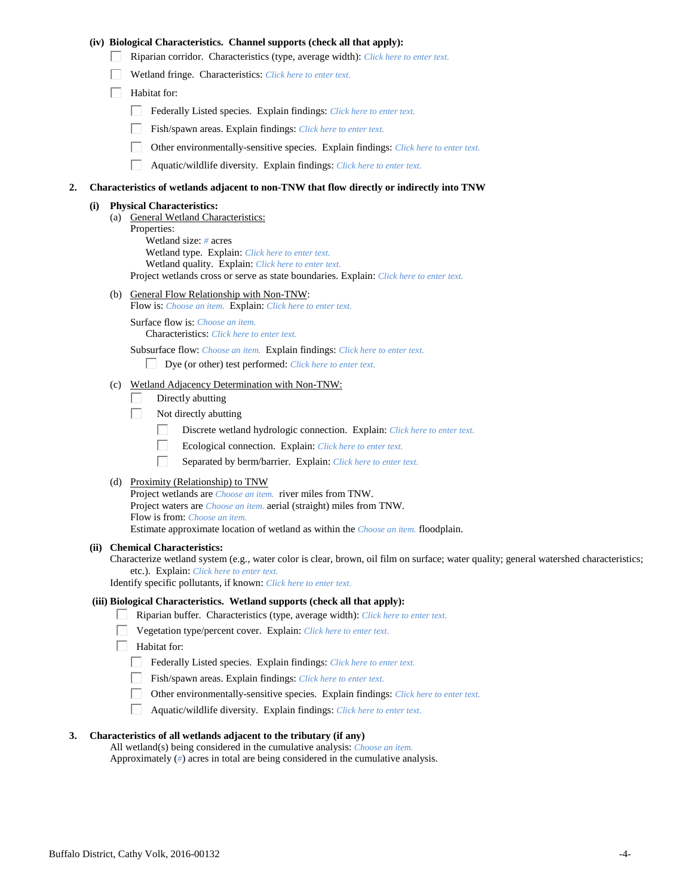**(iv) Biological Characteristics. Channel supports (check all that apply):**

- ☐ Riparian corridor. Characteristics (type, average width): *Click here to enter text.*
- ☐ Wetland fringe. Characteristics: *Click here to enter text.*
- ☐ Habitat for:
  - ☐ Federally Listed species. Explain findings: *Click here to enter text.*
  - ☐ Fish/spawn areas. Explain findings: *Click here to enter text.*
  - ☐ Other environmentally-sensitive species. Explain findings: *Click here to enter text.*
  - ☐ Aquatic/wildlife diversity. Explain findings: *Click here to enter text.*

**2. Characteristics of wetlands adjacent to non-TNW that flow directly or indirectly into TNW**

**(i) Physical Characteristics:**

(a) General Wetland Characteristics:

Properties:

Wetland size: *#* acres

Wetland type. Explain: *Click here to enter text.*

Wetland quality. Explain: *Click here to enter text.*

Project wetlands cross or serve as state boundaries. Explain: *Click here to enter text.*

(b) General Flow Relationship with Non-TNW:

Flow is: *Choose an item.* Explain: *Click here to enter text.*

Surface flow is: *Choose an item.*

Characteristics: *Click here to enter text.*

Subsurface flow: *Choose an item.* Explain findings: *Click here to enter text.*

- ☐ Dye (or other) test performed: *Click here to enter text.*

(c) Wetland Adjacency Determination with Non-TNW:

- ☐ Directly abutting
- ☐ Not directly abutting
  - ☐ Discrete wetland hydrologic connection. Explain: *Click here to enter text.*
  - ☐ Ecological connection. Explain: *Click here to enter text.*
  - ☐ Separated by berm/barrier. Explain: *Click here to enter text.*

(d) Proximity (Relationship) to TNW

Project wetlands are *Choose an item.* river miles from TNW.

Project waters are *Choose an item.* aerial (straight) miles from TNW.

Flow is from: *Choose an item.*

Estimate approximate location of wetland as within the *Choose an item.* floodplain.

**(ii) Chemical Characteristics:**

Characterize wetland system (e.g., water color is clear, brown, oil film on surface; water quality; general watershed characteristics; etc.). Explain: *Click here to enter text.*

Identify specific pollutants, if known: *Click here to enter text.*

**(iii) Biological Characteristics. Wetland supports (check all that apply):**

- ☐ Riparian buffer. Characteristics (type, average width): *Click here to enter text.*
- ☐ Vegetation type/percent cover. Explain: *Click here to enter text.*
- ☐ Habitat for:
  - ☐ Federally Listed species. Explain findings: *Click here to enter text.*
  - ☐ Fish/spawn areas. Explain findings: *Click here to enter text.*
  - ☐ Other environmentally-sensitive species. Explain findings: *Click here to enter text.*
  - ☐ Aquatic/wildlife diversity. Explain findings: *Click here to enter text.*

**3. Characteristics of all wetlands adjacent to the tributary (if any)**

All wetland(s) being considered in the cumulative analysis: *Choose an item.*

Approximately (*#*) acres in total are being considered in the cumulative analysis.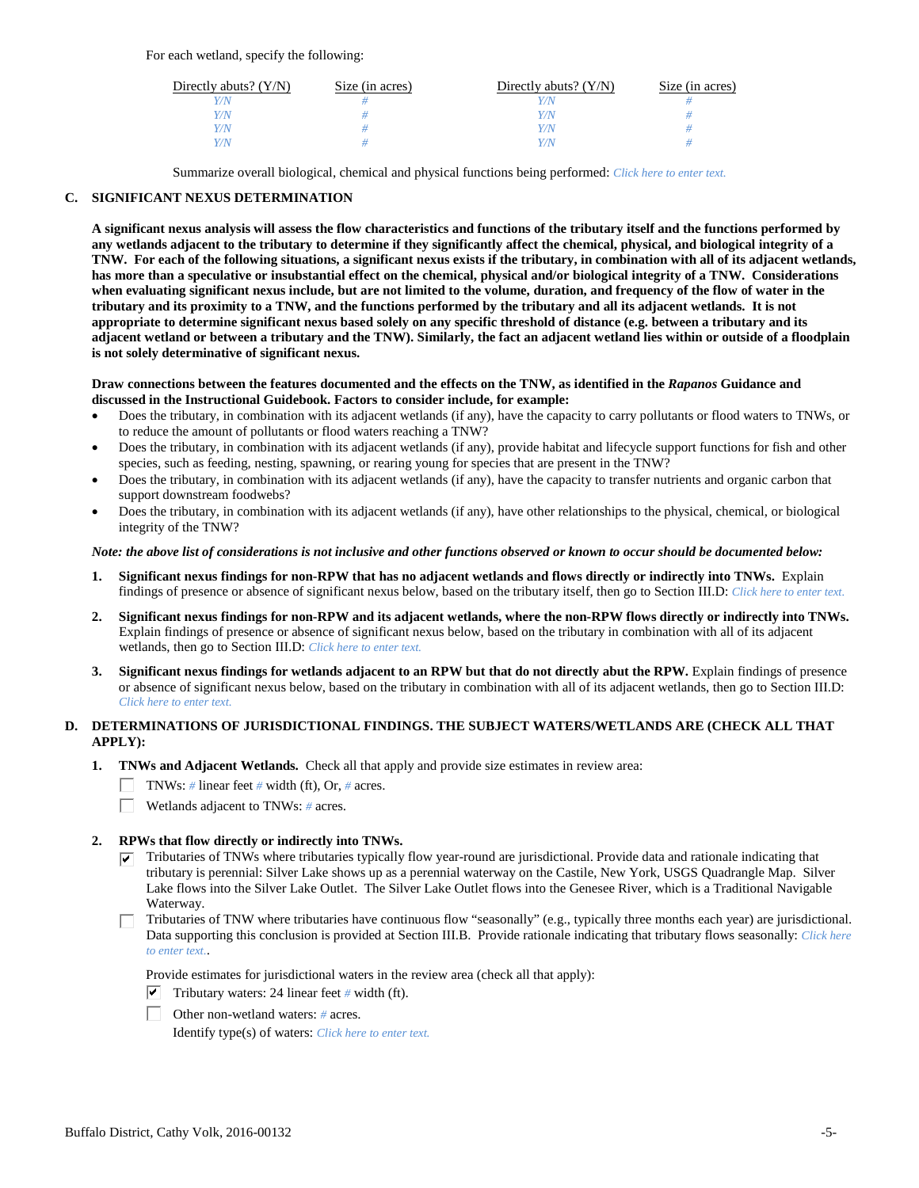For each wetland, specify the following:

| Directly abuts? (Y/N) | Size (in acres) | Directly abuts? (Y/N) | Size (in acres) |
|---|---|---|---|
| Y/N | # | Y/N | # |
| Y/N | # | Y/N | # |
| Y/N | # | Y/N | # |
| Y/N | # | Y/N | # |

Summarize overall biological, chemical and physical functions being performed: Click here to enter text.

## C. SIGNIFICANT NEXUS DETERMINATION

**A significant nexus analysis will assess the flow characteristics and functions of the tributary itself and the functions performed by any wetlands adjacent to the tributary to determine if they significantly affect the chemical, physical, and biological integrity of a TNW. For each of the following situations, a significant nexus exists if the tributary, in combination with all of its adjacent wetlands, has more than a speculative or insubstantial effect on the chemical, physical and/or biological integrity of a TNW. Considerations when evaluating significant nexus include, but are not limited to the volume, duration, and frequency of the flow of water in the tributary and its proximity to a TNW, and the functions performed by the tributary and all its adjacent wetlands. It is not appropriate to determine significant nexus based solely on any specific threshold of distance (e.g. between a tributary and its adjacent wetland or between a tributary and the TNW). Similarly, the fact an adjacent wetland lies within or outside of a floodplain is not solely determinative of significant nexus.**

**Draw connections between the features documented and the effects on the TNW, as identified in the *Rapanos* Guidance and discussed in the Instructional Guidebook. Factors to consider include, for example:**

- Does the tributary, in combination with its adjacent wetlands (if any), have the capacity to carry pollutants or flood waters to TNWs, or to reduce the amount of pollutants or flood waters reaching a TNW?
- Does the tributary, in combination with its adjacent wetlands (if any), provide habitat and lifecycle support functions for fish and other species, such as feeding, nesting, spawning, or rearing young for species that are present in the TNW?
- Does the tributary, in combination with its adjacent wetlands (if any), have the capacity to transfer nutrients and organic carbon that support downstream foodwebs?
- Does the tributary, in combination with its adjacent wetlands (if any), have other relationships to the physical, chemical, or biological integrity of the TNW?

***Note: the above list of considerations is not inclusive and other functions observed or known to occur should be documented below:***

1. **Significant nexus findings for non-RPW that has no adjacent wetlands and flows directly or indirectly into TNWs.** Explain findings of presence or absence of significant nexus below, based on the tributary itself, then go to Section III.D: Click here to enter text.

2. **Significant nexus findings for non-RPW and its adjacent wetlands, where the non-RPW flows directly or indirectly into TNWs.** Explain findings of presence or absence of significant nexus below, based on the tributary in combination with all of its adjacent wetlands, then go to Section III.D: Click here to enter text.

3. **Significant nexus findings for wetlands adjacent to an RPW but that do not directly abut the RPW.** Explain findings of presence or absence of significant nexus below, based on the tributary in combination with all of its adjacent wetlands, then go to Section III.D: Click here to enter text.

## D. DETERMINATIONS OF JURISDICTIONAL FINDINGS. THE SUBJECT WATERS/WETLANDS ARE (CHECK ALL THAT APPLY):

1. **TNWs and Adjacent Wetlands.** Check all that apply and provide size estimates in review area:
   - ☐ TNWs: # linear feet # width (ft), Or, # acres.
   - ☐ Wetlands adjacent to TNWs: # acres.

2. **RPWs that flow directly or indirectly into TNWs.**
   - ☑ Tributaries of TNWs where tributaries typically flow year-round are jurisdictional. Provide data and rationale indicating that tributary is perennial: Silver Lake shows up as a perennial waterway on the Castile, New York, USGS Quadrangle Map. Silver Lake flows into the Silver Lake Outlet. The Silver Lake Outlet flows into the Genesee River, which is a Traditional Navigable Waterway.
   - ☐ Tributaries of TNW where tributaries have continuous flow "seasonally" (e.g., typically three months each year) are jurisdictional. Data supporting this conclusion is provided at Section III.B. Provide rationale indicating that tributary flows seasonally: Click here to enter text..

   Provide estimates for jurisdictional waters in the review area (check all that apply):
   - ☑ Tributary waters: 24 linear feet # width (ft).
   - ☐ Other non-wetland waters: # acres.
     Identify type(s) of waters: Click here to enter text.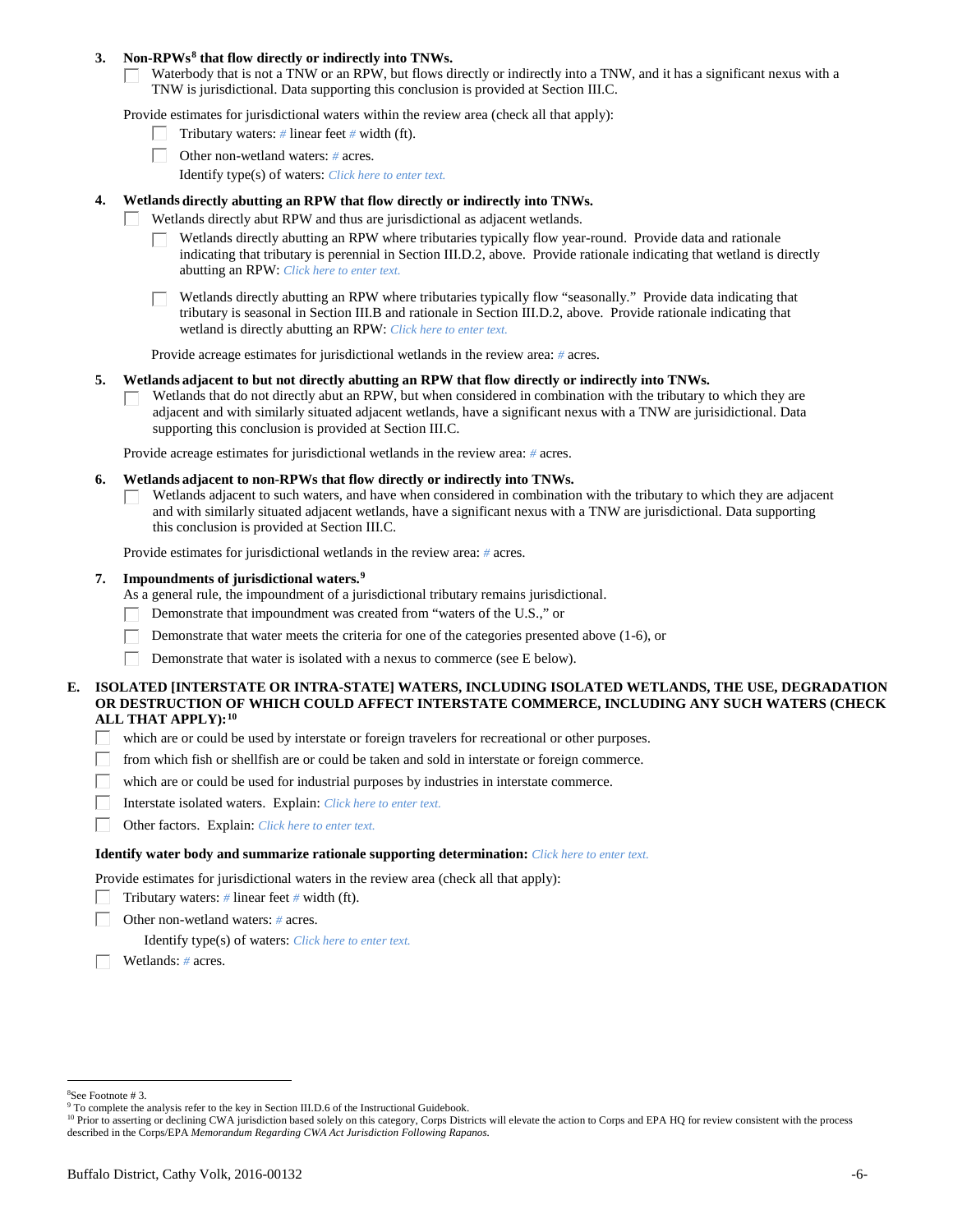**3. Non-RPWs[8] that flow directly or indirectly into TNWs.**

☐ Waterbody that is not a TNW or an RPW, but flows directly or indirectly into a TNW, and it has a significant nexus with a TNW is jurisdictional. Data supporting this conclusion is provided at Section III.C.

Provide estimates for jurisdictional waters within the review area (check all that apply):

- ☐ Tributary waters: # linear feet # width (ft).
- ☐ Other non-wetland waters: # acres.

  Identify type(s) of waters: *Click here to enter text.*

**4. Wetlands directly abutting an RPW that flow directly or indirectly into TNWs.**

☐ Wetlands directly abut RPW and thus are jurisdictional as adjacent wetlands.

- ☐ Wetlands directly abutting an RPW where tributaries typically flow year-round. Provide data and rationale indicating that tributary is perennial in Section III.D.2, above. Provide rationale indicating that wetland is directly abutting an RPW: *Click here to enter text.*
- ☐ Wetlands directly abutting an RPW where tributaries typically flow "seasonally." Provide data indicating that tributary is seasonal in Section III.B and rationale in Section III.D.2, above. Provide rationale indicating that wetland is directly abutting an RPW: *Click here to enter text.*

Provide acreage estimates for jurisdictional wetlands in the review area: # acres.

**5. Wetlands adjacent to but not directly abutting an RPW that flow directly or indirectly into TNWs.**

☐ Wetlands that do not directly abut an RPW, but when considered in combination with the tributary to which they are adjacent and with similarly situated adjacent wetlands, have a significant nexus with a TNW are jurisdictional. Data supporting this conclusion is provided at Section III.C.

Provide acreage estimates for jurisdictional wetlands in the review area: # acres.

**6. Wetlands adjacent to non-RPWs that flow directly or indirectly into TNWs.**

☐ Wetlands adjacent to such waters, and have when considered in combination with the tributary to which they are adjacent and with similarly situated adjacent wetlands, have a significant nexus with a TNW are jurisdictional. Data supporting this conclusion is provided at Section III.C.

Provide estimates for jurisdictional wetlands in the review area: # acres.

**7. Impoundments of jurisdictional waters.[9]**

As a general rule, the impoundment of a jurisdictional tributary remains jurisdictional.

- ☐ Demonstrate that impoundment was created from "waters of the U.S.," or
- ☐ Demonstrate that water meets the criteria for one of the categories presented above (1-6), or
- ☐ Demonstrate that water is isolated with a nexus to commerce (see E below).

**E. ISOLATED [INTERSTATE OR INTRA-STATE] WATERS, INCLUDING ISOLATED WETLANDS, THE USE, DEGRADATION OR DESTRUCTION OF WHICH COULD AFFECT INTERSTATE COMMERCE, INCLUDING ANY SUCH WATERS (CHECK ALL THAT APPLY):[10]**

- ☐ which are or could be used by interstate or foreign travelers for recreational or other purposes.
- ☐ from which fish or shellfish are or could be taken and sold in interstate or foreign commerce.
- ☐ which are or could be used for industrial purposes by industries in interstate commerce.
- ☐ Interstate isolated waters. Explain: *Click here to enter text.*
- ☐ Other factors. Explain: *Click here to enter text.*

**Identify water body and summarize rationale supporting determination:** *Click here to enter text.*

Provide estimates for jurisdictional waters in the review area (check all that apply):

- ☐ Tributary waters: # linear feet # width (ft).
- ☐ Other non-wetland waters: # acres.

  Identify type(s) of waters: *Click here to enter text.*
- ☐ Wetlands: # acres.

---

[8] See Footnote # 3.

[9] To complete the analysis refer to the key in Section III.D.6 of the Instructional Guidebook.

[10] Prior to asserting or declining CWA jurisdiction based solely on this category, Corps Districts will elevate the action to Corps and EPA HQ for review consistent with the process described in the Corps/EPA *Memorandum Regarding CWA Act Jurisdiction Following Rapanos.*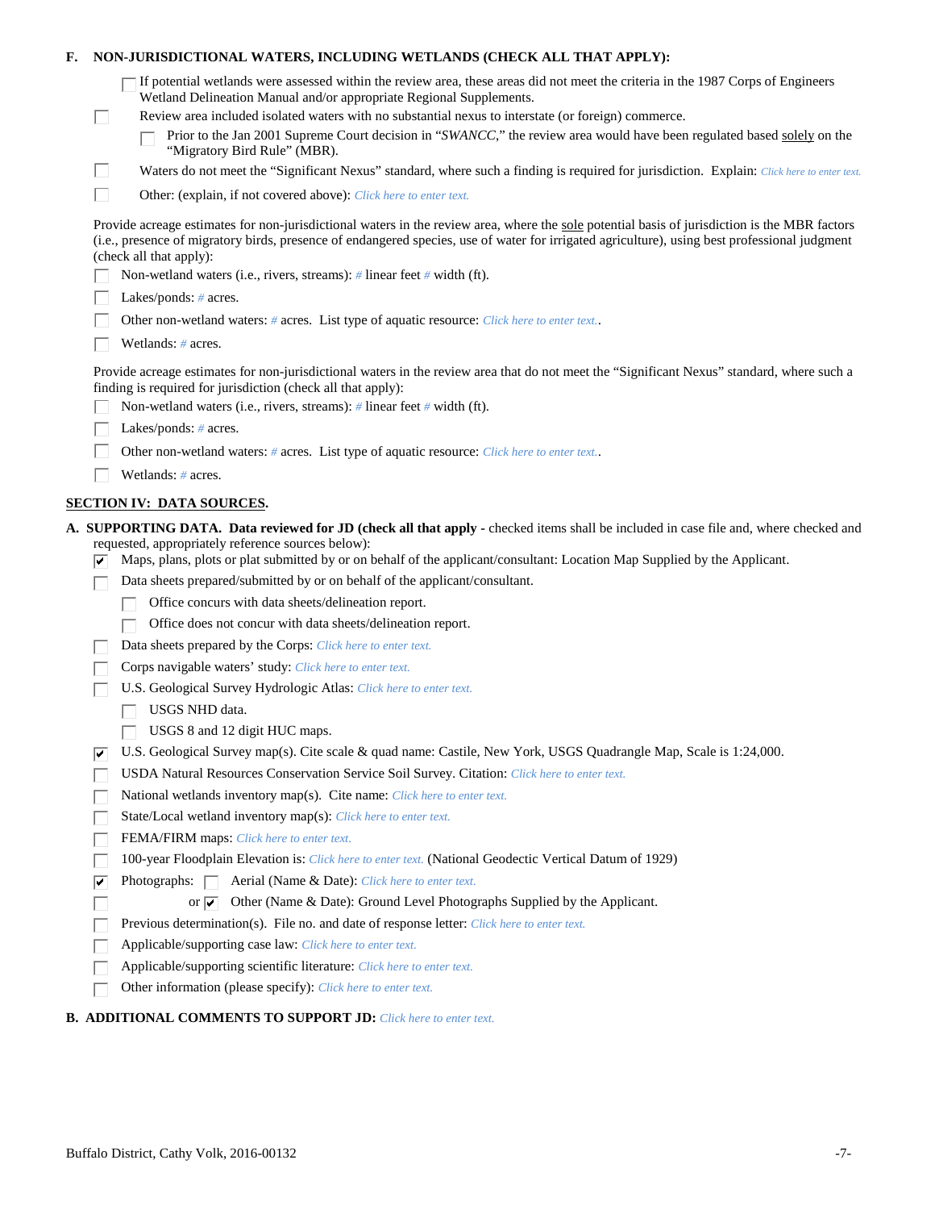**F. NON-JURISDICTIONAL WATERS, INCLUDING WETLANDS (CHECK ALL THAT APPLY):**

- [ ] If potential wetlands were assessed within the review area, these areas did not meet the criteria in the 1987 Corps of Engineers Wetland Delineation Manual and/or appropriate Regional Supplements.
- [ ] Review area included isolated waters with no substantial nexus to interstate (or foreign) commerce.
  - [ ] Prior to the Jan 2001 Supreme Court decision in "*SWANCC*," the review area would have been regulated based solely on the "Migratory Bird Rule" (MBR).
- [ ] Waters do not meet the "Significant Nexus" standard, where such a finding is required for jurisdiction. Explain: *Click here to enter text.*
- [ ] Other: (explain, if not covered above): *Click here to enter text.*

Provide acreage estimates for non-jurisdictional waters in the review area, where the sole potential basis of jurisdiction is the MBR factors (i.e., presence of migratory birds, presence of endangered species, use of water for irrigated agriculture), using best professional judgment (check all that apply):

- [ ] Non-wetland waters (i.e., rivers, streams): *#* linear feet *#* width (ft).
- [ ] Lakes/ponds: *#* acres.
- [ ] Other non-wetland waters: *#* acres. List type of aquatic resource: *Click here to enter text.*.
- [ ] Wetlands: *#* acres.

Provide acreage estimates for non-jurisdictional waters in the review area that do not meet the "Significant Nexus" standard, where such a finding is required for jurisdiction (check all that apply):

- [ ] Non-wetland waters (i.e., rivers, streams): *#* linear feet *#* width (ft).
- [ ] Lakes/ponds: *#* acres.
- [ ] Other non-wetland waters: *#* acres. List type of aquatic resource: *Click here to enter text.*.
- [ ] Wetlands: *#* acres.

## SECTION IV: DATA SOURCES.

**A. SUPPORTING DATA. Data reviewed for JD (check all that apply** - checked items shall be included in case file and, where checked and requested, appropriately reference sources below):

- [x] Maps, plans, plots or plat submitted by or on behalf of the applicant/consultant: Location Map Supplied by the Applicant.
- [ ] Data sheets prepared/submitted by or on behalf of the applicant/consultant.
  - [ ] Office concurs with data sheets/delineation report.
  - [ ] Office does not concur with data sheets/delineation report.
- [ ] Data sheets prepared by the Corps: *Click here to enter text.*
- [ ] Corps navigable waters' study: *Click here to enter text.*
- [ ] U.S. Geological Survey Hydrologic Atlas: *Click here to enter text.*
  - [ ] USGS NHD data.
  - [ ] USGS 8 and 12 digit HUC maps.
- [x] U.S. Geological Survey map(s). Cite scale & quad name: Castile, New York, USGS Quadrangle Map, Scale is 1:24,000.
- [ ] USDA Natural Resources Conservation Service Soil Survey. Citation: *Click here to enter text.*
- [ ] National wetlands inventory map(s). Cite name: *Click here to enter text.*
- [ ] State/Local wetland inventory map(s): *Click here to enter text.*
- [ ] FEMA/FIRM maps: *Click here to enter text.*
- [ ] 100-year Floodplain Elevation is: *Click here to enter text.* (National Geodectic Vertical Datum of 1929)
- [x] Photographs: [ ] Aerial (Name & Date): *Click here to enter text.*
- [ ] or [x] Other (Name & Date): Ground Level Photographs Supplied by the Applicant.
- [ ] Previous determination(s). File no. and date of response letter: *Click here to enter text.*
- [ ] Applicable/supporting case law: *Click here to enter text.*
- [ ] Applicable/supporting scientific literature: *Click here to enter text.*
- [ ] Other information (please specify): *Click here to enter text.*

**B. ADDITIONAL COMMENTS TO SUPPORT JD:** *Click here to enter text.*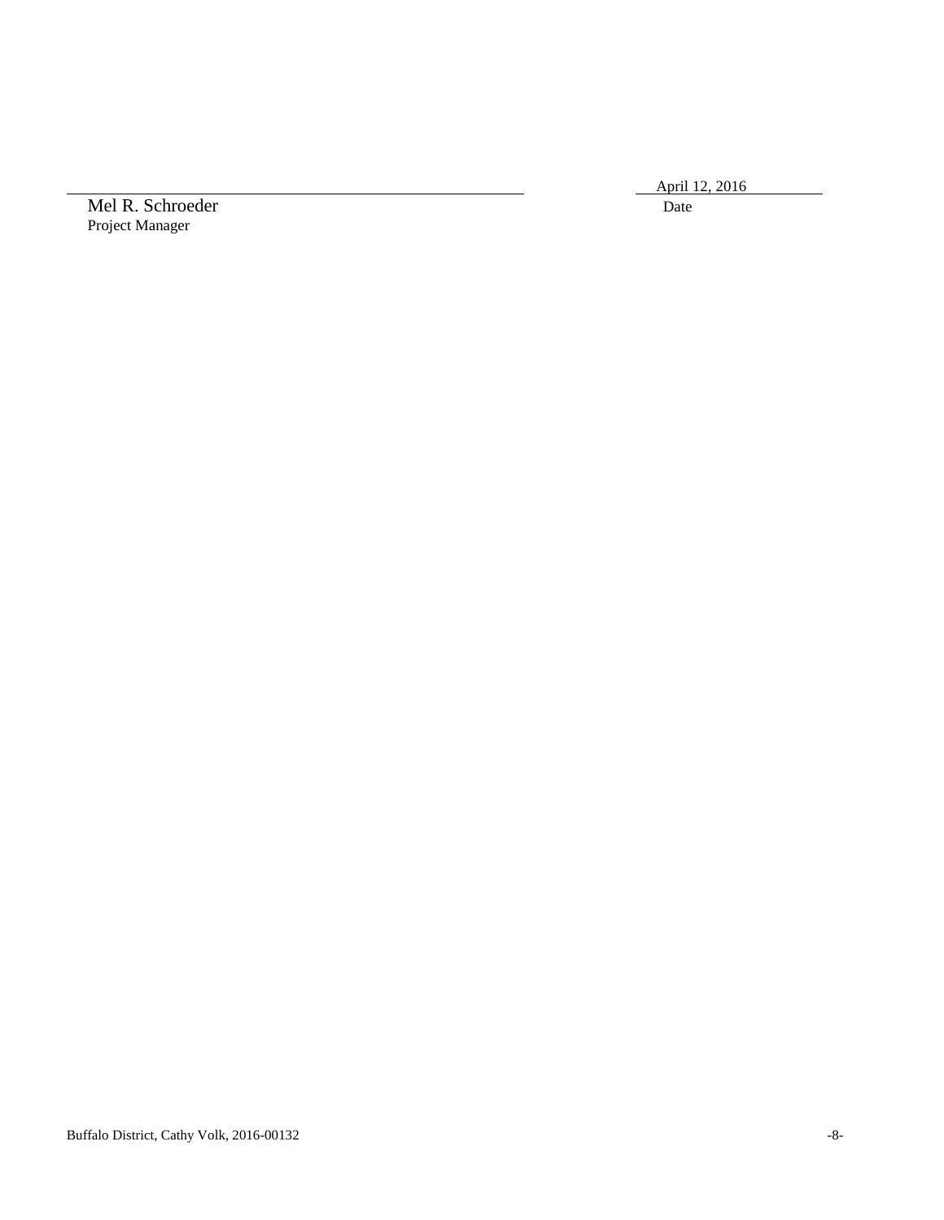Mel R. Schroeder
Project Manager

April 12, 2016
Date

Buffalo District, Cathy Volk, 2016-00132